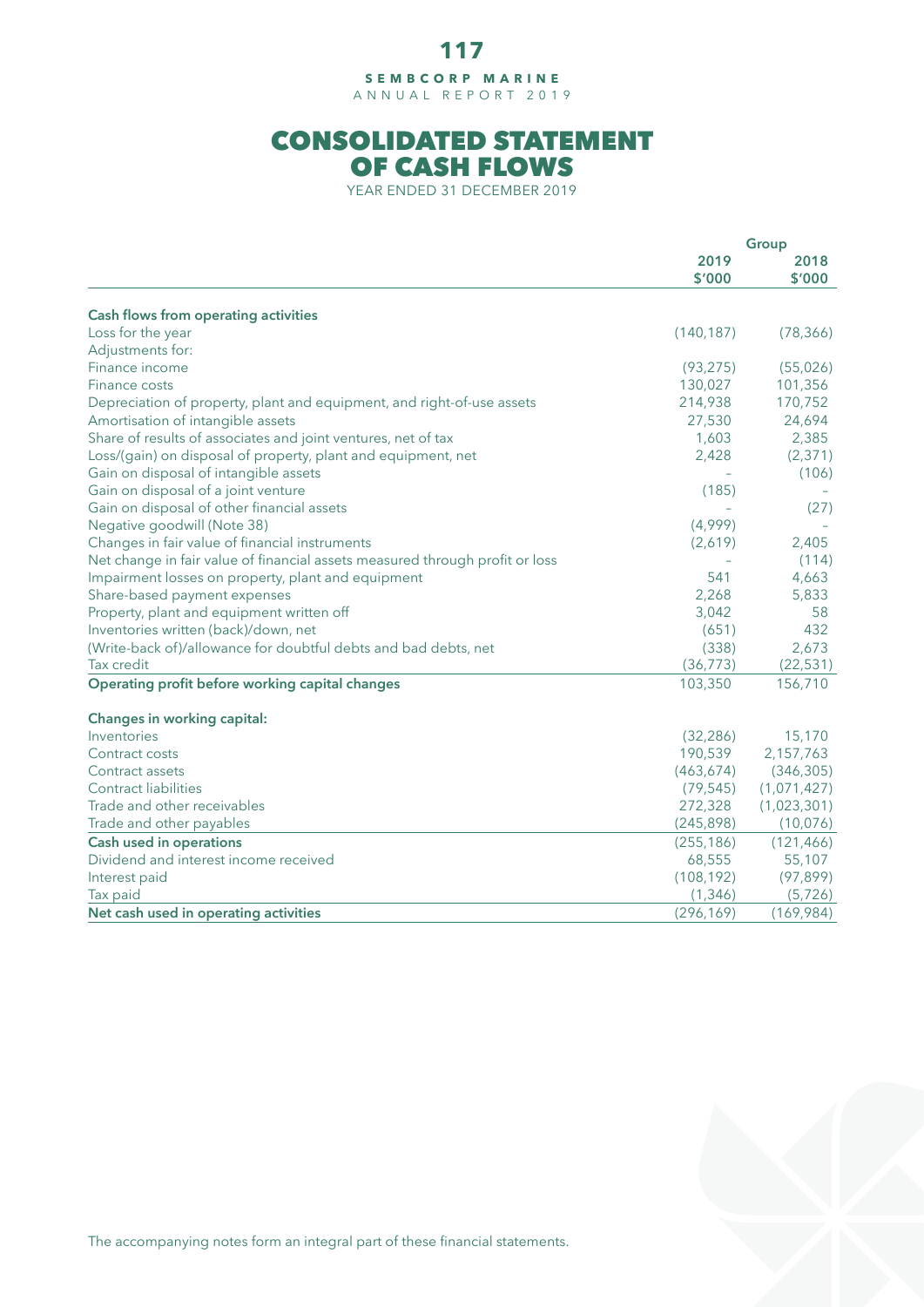# CONSOLIDATED STATEMENT OF CASH FLOWS

YEAR ENDED 31 DECEMBER 2019

| | Group | |
|---|---|---|
| | 2019 | 2018 |
| | $'000 | $'000 |
| **Cash flows from operating activities** | | |
| Loss for the year | (140,187) | (78,366) |
| Adjustments for: | | |
| Finance income | (93,275) | (55,026) |
| Finance costs | 130,027 | 101,356 |
| Depreciation of property, plant and equipment, and right-of-use assets | 214,938 | 170,752 |
| Amortisation of intangible assets | 27,530 | 24,694 |
| Share of results of associates and joint ventures, net of tax | 1,603 | 2,385 |
| Loss/(gain) on disposal of property, plant and equipment, net | 2,428 | (2,371) |
| Gain on disposal of intangible assets | – | (106) |
| Gain on disposal of a joint venture | (185) | – |
| Gain on disposal of other financial assets | – | (27) |
| Negative goodwill (Note 38) | (4,999) | – |
| Changes in fair value of financial instruments | (2,619) | 2,405 |
| Net change in fair value of financial assets measured through profit or loss | – | (114) |
| Impairment losses on property, plant and equipment | 541 | 4,663 |
| Share-based payment expenses | 2,268 | 5,833 |
| Property, plant and equipment written off | 3,042 | 58 |
| Inventories written (back)/down, net | (651) | 432 |
| (Write-back of)/allowance for doubtful debts and bad debts, net | (338) | 2,673 |
| Tax credit | (36,773) | (22,531) |
| **Operating profit before working capital changes** | 103,350 | 156,710 |
| **Changes in working capital:** | | |
| Inventories | (32,286) | 15,170 |
| Contract costs | 190,539 | 2,157,763 |
| Contract assets | (463,674) | (346,305) |
| Contract liabilities | (79,545) | (1,071,427) |
| Trade and other receivables | 272,328 | (1,023,301) |
| Trade and other payables | (245,898) | (10,076) |
| **Cash used in operations** | (255,186) | (121,466) |
| Dividend and interest income received | 68,555 | 55,107 |
| Interest paid | (108,192) | (97,899) |
| Tax paid | (1,346) | (5,726) |
| **Net cash used in operating activities** | (296,169) | (169,984) |

The accompanying notes form an integral part of these financial statements.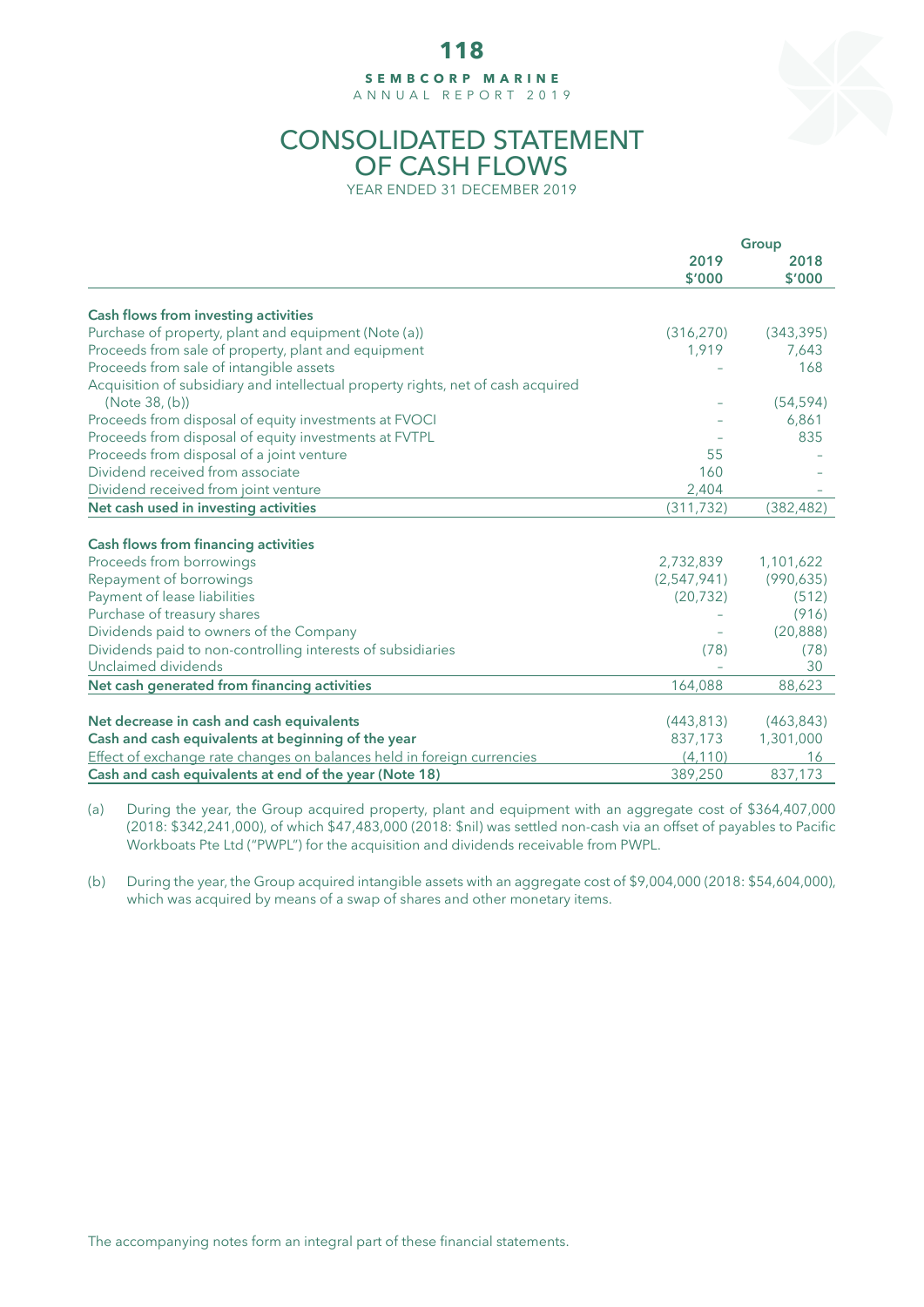# CONSOLIDATED STATEMENT OF CASH FLOWS

YEAR ENDED 31 DECEMBER 2019

| | Group | |
|---|---|---|
| | 2019<br>$'000 | 2018<br>$'000 |
| **Cash flows from investing activities** | | |
| Purchase of property, plant and equipment (Note (a)) | (316,270) | (343,395) |
| Proceeds from sale of property, plant and equipment | 1,919 | 7,643 |
| Proceeds from sale of intangible assets | – | 168 |
| Acquisition of subsidiary and intellectual property rights, net of cash acquired (Note 38, (b)) | – | (54,594) |
| Proceeds from disposal of equity investments at FVOCI | – | 6,861 |
| Proceeds from disposal of equity investments at FVTPL | – | 835 |
| Proceeds from disposal of a joint venture | 55 | – |
| Dividend received from associate | 160 | – |
| Dividend received from joint venture | 2,404 | – |
| **Net cash used in investing activities** | (311,732) | (382,482) |
| **Cash flows from financing activities** | | |
| Proceeds from borrowings | 2,732,839 | 1,101,622 |
| Repayment of borrowings | (2,547,941) | (990,635) |
| Payment of lease liabilities | (20,732) | (512) |
| Purchase of treasury shares | – | (916) |
| Dividends paid to owners of the Company | – | (20,888) |
| Dividends paid to non-controlling interests of subsidiaries | (78) | (78) |
| Unclaimed dividends | – | 30 |
| **Net cash generated from financing activities** | 164,088 | 88,623 |
| **Net decrease in cash and cash equivalents** | (443,813) | (463,843) |
| **Cash and cash equivalents at beginning of the year** | 837,173 | 1,301,000 |
| Effect of exchange rate changes on balances held in foreign currencies | (4,110) | 16 |
| **Cash and cash equivalents at end of the year (Note 18)** | 389,250 | 837,173 |

(a) During the year, the Group acquired property, plant and equipment with an aggregate cost of $364,407,000 (2018: $342,241,000), of which $47,483,000 (2018: $nil) was settled non-cash via an offset of payables to Pacific Workboats Pte Ltd ("PWPL") for the acquisition and dividends receivable from PWPL.

(b) During the year, the Group acquired intangible assets with an aggregate cost of $9,004,000 (2018: $54,604,000), which was acquired by means of a swap of shares and other monetary items.

The accompanying notes form an integral part of these financial statements.